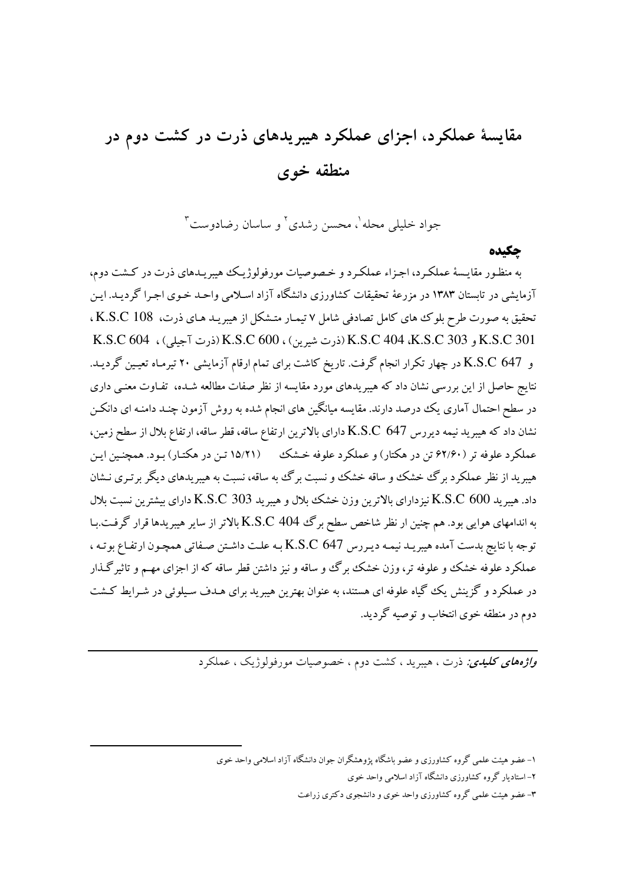# مقایسهٔ عملکرد، اجزای عملکرد هیبریدهای ذرت در کشت دوم در منطقه خوی

جواد خلیلی محله[1]، محسن رشدی[2] و ساسان رضادوست[3]

## چکیده

به منظور مقایسهٔ عملکرد، اجزاء عملکرد و خصوصیات مورفولوژیک هیبریدهای ذرت در کشت دوم، آزمایشی در تابستان ۱۳۸۳ در مزرعهٔ تحقیقات کشاورزی دانشگاه آزاد اسلامی واحد خوی اجرا گردید. این تحقیق به صورت طرح بلوک های کامل تصادفی شامل ۷ تیمار متشکل از هیبرید های ذرت، K.S.C 108 ، K.S.C 301 و K.S.C 303، K.S.C 404 (ذرت شیرین) ، K.S.C 600 (ذرت آجیلی) ، K.S.C 604 و K.S.C 647 در چهار تکرار انجام گرفت. تاریخ کاشت برای تمام ارقام آزمایشی ۲۰ تیرماه تعیین گردید. نتایج حاصل از این بررسی نشان داد که هیبریدهای مورد مقایسه از نظر صفات مطالعه شده، تفاوت معنی داری در سطح احتمال آماری یک درصد دارند. مقایسه میانگین های انجام شده به روش آزمون چند دامنه ای دانکن نشان داد که هیبرید نیمه دیررس K.S.C 647 دارای بالاترین ارتفاع ساقه، قطر ساقه، ارتفاع بلال از سطح زمین، عملکرد علوفه تر (۶۲/۶۰ تن در هکتار) و عملکرد علوفه خشک (۱۵/۲۱ تن در هکتار) بود. همچنین این هیبرید از نظر عملکرد برگ خشک و ساقه خشک و نسبت برگ به ساقه، نسبت به هیبریدهای دیگر برتری نشان داد. هیبرید K.S.C 600 نیزدارای بالاترین وزن خشک بلال و هیبرید K.S.C 303 دارای بیشترین نسبت بلال به اندامهای هوایی بود. هم چنین از نظر شاخص سطح برگ K.S.C 404 بالاتر از سایر هیبریدها قرار گرفت.با توجه با نتایج بدست آمده هیبرید نیمه دیررس K.S.C 647 به علت داشتن صفاتی همچون ارتفاع بوته ، عملکرد علوفه خشک و علوفه تر، وزن خشک برگ و ساقه و نیز داشتن قطر ساقه که از اجزای مهم و تاثیرگذار در عملکرد و گزینش یک گیاه علوفه ای هستند، به عنوان بهترین هیبرید برای هدف سیلوئی در شرایط کشت دوم در منطقه خوی انتخاب و توصیه گردید.

***واژه‌های کلیدی:*** ذرت ، هیبرید ، کشت دوم ، خصوصیات مورفولوژیک ، عملکرد

---

۱- عضو هیئت علمی گروه کشاورزی و عضو باشگاه پژوهشگران جوان دانشگاه آزاد اسلامی واحد خوی

۲- استادیار گروه کشاورزی دانشگاه آزاد اسلامی واحد خوی

۳- عضو هیئت علمی گروه کشاورزی واحد خوی و دانشجوی دکتری زراعت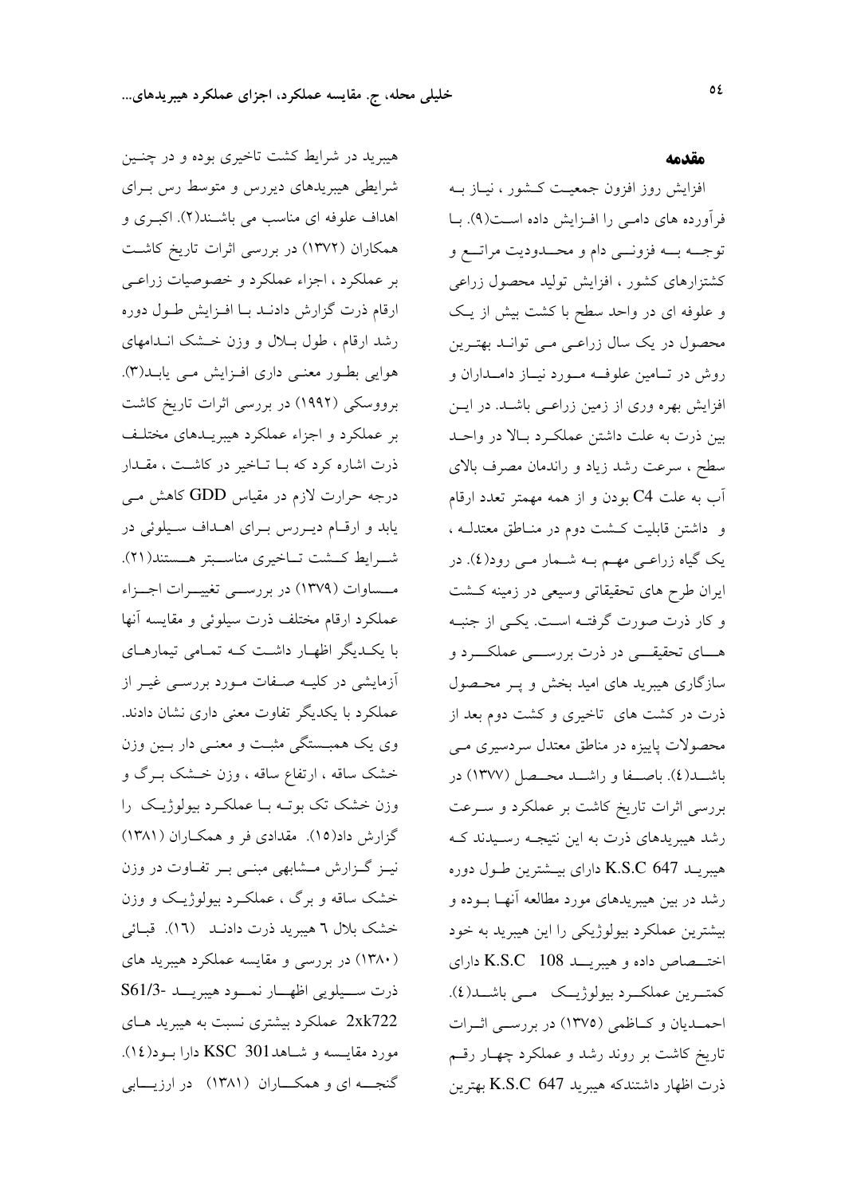## مقدمه

افزایش روز افزون جمعیت کشور ، نیاز به فرآورده های دامی را افزایش داده است(۹). با توجه به فزونی دام و محدودیت مراتع و کشتزارهای کشور ، افزایش تولید محصول زراعی و علوفه ای در واحد سطح با کشت بیش از یک محصول در یک سال زراعی می تواند بهترین روش در تامین علوفه مورد نیاز دامداران و افزایش بهره وری از زمین زراعی باشد. در این بین ذرت به علت داشتن عملکرد بالا در واحد سطح ، سرعت رشد زیاد و راندمان مصرف بالای آب به علت C4 بودن و از همه مهمتر تعدد ارقام و داشتن قابلیت کشت دوم در مناطق معتدله ، یک گیاه زراعی مهم به شمار می رود(٤). در ایران طرح های تحقیقاتی وسیعی در زمینه کشت و کار ذرت صورت گرفته است. یکی از جنبه های تحقیقی در ذرت بررسی عملکرد و سازگاری هیبرید های امید بخش و پر محصول ذرت در کشت های تاخیری و کشت دوم بعد از محصولات پاییزه در مناطق معتدل سردسیری می باشد(٤). باصفا و راشد محصل (۱۳۷۷) در بررسی اثرات تاریخ کاشت بر عملکرد و سرعت رشد هیبریدهای ذرت به این نتیجه رسیدند که هیبرید K.S.C 647 دارای بیشترین طول دوره رشد در بین هیبریدهای مورد مطالعه آنها بوده و بیشترین عملکرد بیولوژیکی را این هیبرید به خود اختصاص داده و هیبرید K.S.C 108 دارای کمترین عملکرد بیولوژیک می باشد(٤). احمدیان و کاظمی (۱۳۷۵) در بررسی اثرات تاریخ کاشت بر روند رشد و عملکرد چهار رقم ذرت اظهار داشتندکه هیبرید K.S.C 647 بهترین هیبرید در شرایط کشت تاخیری بوده و در چنین شرایطی هیبریدهای دیررس و متوسط رس برای اهداف علوفه ای مناسب می باشند(۲). اکبری و همکاران (۱۳۷۲) در بررسی اثرات تاریخ کاشت بر عملکرد ، اجزاء عملکرد و خصوصیات زراعی ارقام ذرت گزارش دادند با افزایش طول دوره رشد ارقام ، طول بلال و وزن خشک اندامهای هوایی بطور معنی داری افزایش می یابد(۳). برووسکی (۱۹۹۲) در بررسی اثرات تاریخ کاشت بر عملکرد و اجزاء عملکرد هیبریدهای مختلف ذرت اشاره کرد که با تاخیر در کاشت ، مقدار درجه حرارت لازم در مقیاس GDD کاهش می یابد و ارقام دیررس برای اهداف سیلوئی در شرایط کشت تاخیری مناسبتر هستند(۲۱). مساوات (۱۳۷۹) در بررسی تغییرات اجزاء عملکرد ارقام مختلف ذرت سیلوئی و مقایسه آنها با یکدیگر اظهار داشت که تمامی تیمارهای آزمایشی در کلیه صفات مورد بررسی غیر از عملکرد با یکدیگر تفاوت معنی داری نشان دادند. وی یک همبستگی مثبت و معنی دار بین وزن خشک ساقه ، ارتفاع ساقه ، وزن خشک برگ و وزن خشک تک بوته با عملکرد بیولوژیک را گزارش داد(۱۵). مقدادی فر و همکاران (۱۳۸۱) نیز گزارش مشابهی مبنی بر تفاوت در وزن خشک ساقه و برگ ، عملکرد بیولوژیک و وزن خشک بلال ٦ هیبرید ذرت دادند (۱٦). قبائی (۱۳۸۰) در بررسی و مقایسه عملکرد هیبرید های ذرت سیلویی اظهار نمود هیبرید S61/3-2xk722 عملکرد بیشتری نسبت به هیبرید های مورد مقایسه و شاهد KSC 301 دارا بود(۱٤). گنجه ای و همکاران (۱۳۸۱) در ارزیابی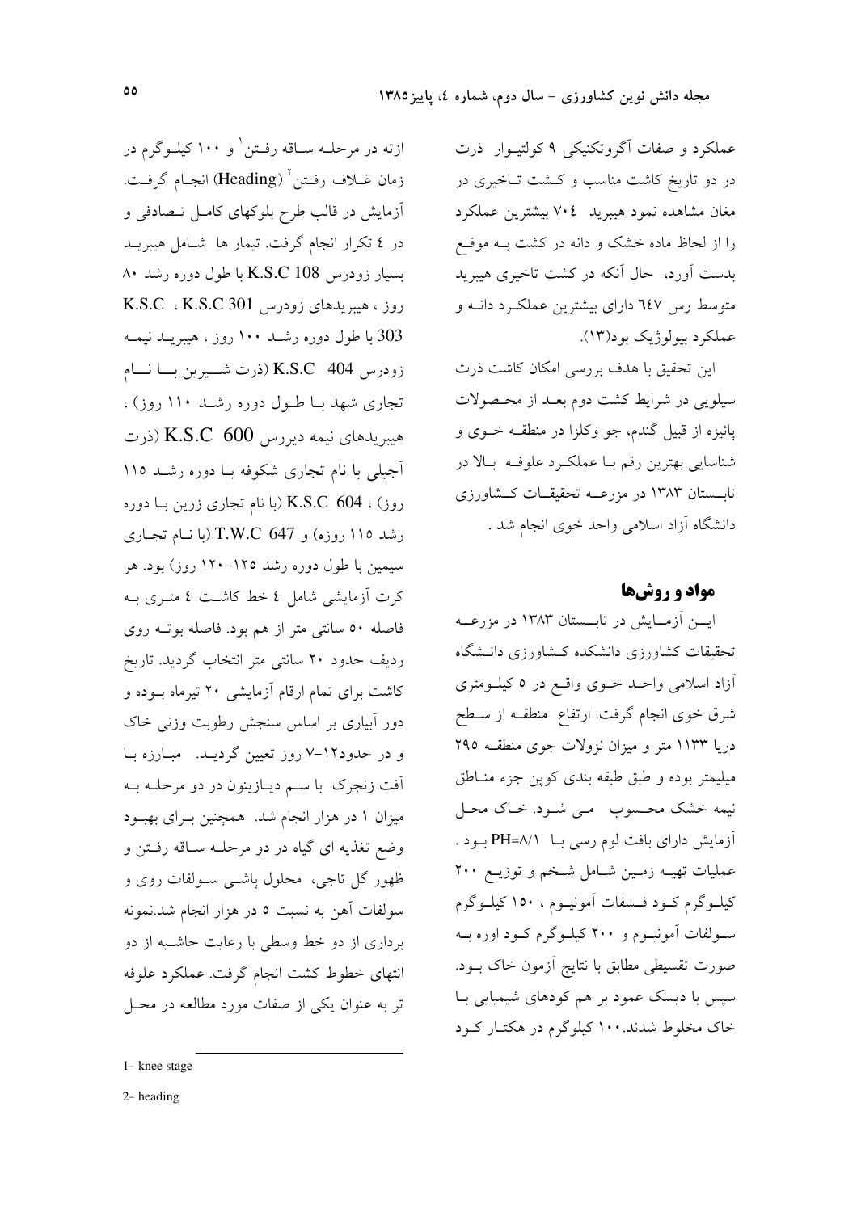عملکرد و صفات آگروتکنیکی ۹ کولتیوار ذرت در دو تاریخ کاشت مناسب و کشت تاخیری در مغان مشاهده نمود هیبرید ۷۰٤ بیشترین عملکرد را از لحاظ ماده خشک و دانه در کشت به موقع بدست آورد، حال آنکه در کشت تاخیری هیبرید متوسط رس ٦٤٧ دارای بیشترین عملکرد دانه و عملکرد بیولوژیک بود(۱۳).

این تحقیق با هدف بررسی امکان کاشت ذرت سیلویی در شرایط کشت دوم بعد از محصولات پائیزه از قبیل گندم، جو وکلزا در منطقه خوی و شناسایی بهترین رقم با عملکرد علوفه بالا در تابستان ۱۳۸۳ در مزرعه تحقیقات کشاورزی دانشگاه آزاد اسلامی واحد خوی انجام شد .

## مواد و روش‌ها

این آزمایش در تابستان ۱۳۸۳ در مزرعه تحقیقات کشاورزی دانشکده کشاورزی دانشگاه آزاد اسلامی واحد خوی واقع در ٥ کیلومتری شرق خوی انجام گرفت. ارتفاع منطقه از سطح دریا ۱۱۳۳ متر و میزان نزولات جوی منطقه ۲۹٥ میلیمتر بوده و طبق طبقه بندی کوپن جزء مناطق نیمه خشک محسوب می شود. خاک محل آزمایش دارای بافت لوم رسی با PH=۸/۱ بود . عملیات تهیه زمین شامل شخم و توزیع ۲۰۰ کیلوگرم کود فسفات آمونیوم ، ۱٥۰ کیلوگرم سولفات آمونیوم و ۲۰۰ کیلوگرم کود اوره به صورت تقسیطی مطابق با نتایج آزمون خاک بود. سپس با دیسک عمود بر هم کودهای شیمیایی با خاک مخلوط شدند.۱۰۰ کیلوگرم در هکتار کود ازته در مرحله ساقه رفتن[1] و ۱۰۰ کیلوگرم در زمان غلاف رفتن[2] (Heading) انجام گرفت. آزمایش در قالب طرح بلوکهای کامل تصادفی و در ٤ تکرار انجام گرفت. تیمار ها شامل هیبرید بسیار زودرس K.S.C 108 با طول دوره رشد ۸۰ روز ، هیبریدهای زودرس K.S.C 301 ، K.S.C 303 با طول دوره رشد ۱۰۰ روز ، هیبرید نیمه زودرس K.S.C 404 (ذرت شیرین با نام تجاری شهد با طول دوره رشد ۱۱۰ روز) ، هیبریدهای نیمه دیررس K.S.C 600 (ذرت آجیلی با نام تجاری شکوفه با دوره رشد ۱۱٥ روز) ، K.S.C 604 (با نام تجاری زرین با دوره رشد ۱۱٥ روزه) و T.W.C 647 (با نام تجاری سیمین با طول دوره رشد ۱۲۵-۱۲۰ روز) بود. هر کرت آزمایشی شامل ٤ خط کاشت ٤ متری به فاصله ٥۰ سانتی متر از هم بود. فاصله بوته روی ردیف حدود ۲۰ سانتی متر انتخاب گردید. تاریخ کاشت برای تمام ارقام آزمایشی ۲۰ تیرماه بوده و دور آبیاری بر اساس سنجش رطوبت وزنی خاک و در حدود۱۲-۷ روز تعیین گردید. مبارزه با آفت زنجرک با سم دیازینون در دو مرحله به میزان ۱ در هزار انجام شد. همچنین برای بهبود وضع تغذیه ای گیاه در دو مرحله ساقه رفتن و ظهور گل تاجی، محلول پاشی سولفات روی و سولفات آهن به نسبت ٥ در هزار انجام شد.نمونه برداری از دو خط وسطی با رعایت حاشیه از دو انتهای خطوط کشت انجام گرفت. عملکرد علوفه تر به عنوان یکی از صفات مورد مطالعه در محل

---

1- knee stage

2- heading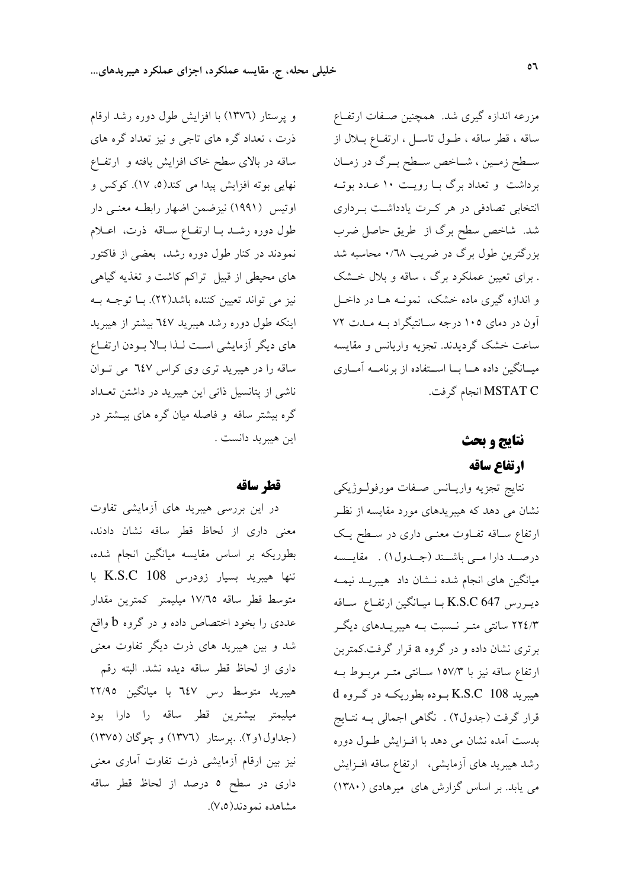مزرعه اندازه گیری شد. همچنین صفات ارتفاع ساقه ، قطر ساقه ، طول تاسل ، ارتفاع بلال از سطح زمین ، شاخص سطح برگ در زمان برداشت و تعداد برگ با رویت ۱۰ عدد بوته انتخابی تصادفی در هر کرت یادداشت برداری شد. شاخص سطح برگ از طریق حاصل ضرب بزرگترین طول برگ در ضریب ۰/۶۸ محاسبه شد . برای تعیین عملکرد برگ ، ساقه و بلال خشک و اندازه گیری ماده خشک، نمونه ها در داخل آون در دمای ۱۰۵ درجه سانتیگراد به مدت ۷۲ ساعت خشک گردیدند. تجزیه واریانس و مقایسه میانگین داده ها با استفاده از برنامه آماری MSTAT C انجام گرفت.

## نتایج و بحث

### ارتفاع ساقه

نتایج تجزیه واریانس صفات مورفولوژیکی نشان می دهد که هیبریدهای مورد مقایسه از نظر ارتفاع ساقه تفاوت معنی داری در سطح یک درصد دارا می باشند (جدول۱) . مقایسه میانگین های انجام شده نشان داد هیبرید نیمه دیررس K.S.C 647 با میانگین ارتفاع ساقه ۲۲۴/۳ سانتی متر نسبت به هیبریدهای دیگر برتری نشان داده و در گروه a قرار گرفت.کمترین ارتفاع ساقه نیز با ۱۵۷/۳ سانتی متر مربوط به هیبرید K.S.C 108 بوده بطوریکه در گروه d قرار گرفت (جدول۲) . نگاهی اجمالی به نتایج بدست آمده نشان می دهد با افزایش طول دوره رشد هیبرید های آزمایشی، ارتفاع ساقه افزایش می یابد. بر اساس گزارش های میرهادی (۱۳۸۰) و پرستار (۱۳۷۶) با افزایش طول دوره رشد ارقام ذرت ، تعداد گره های تاجی و نیز تعداد گره های ساقه در بالای سطح خاک افزایش یافته و ارتفاع نهایی بوته افزایش پیدا می کند(۵، ۱۷). کوکس و اوتیس (۱۹۹۱) نیزضمن اضهار رابطه معنی دار طول دوره رشد با ارتفاع ساقه ذرت، اعلام نمودند در کنار طول دوره رشد، بعضی از فاکتور های محیطی از قبیل تراکم کاشت و تغذیه گیاهی نیز می تواند تعیین کننده باشد(۲۲). با توجه به اینکه طول دوره رشد هیبرید ۶۴۷ بیشتر از هیبرید های دیگر آزمایشی است لذا بالا بودن ارتفاع ساقه را در هیبرید تری وی کراس ۶۴۷ می توان ناشی از پتانسیل ذاتی این هیبرید در داشتن تعداد گره بیشتر ساقه و فاصله میان گره های بیشتر در این هیبرید دانست .

### قطر ساقه

در این بررسی هیبرید های آزمایشی تفاوت معنی داری از لحاظ قطر ساقه نشان دادند، بطوریکه بر اساس مقایسه میانگین انجام شده، تنها هیبرید بسیار زودرس K.S.C 108 با متوسط قطر ساقه ۱۷/۶۵ میلیمتر کمترین مقدار عددی را بخود اختصاص داده و در گروه b واقع شد و بین هیبرید های ذرت دیگر تفاوت معنی داری از لحاظ قطر ساقه دیده نشد. البته رقم هیبرید متوسط رس ۶۴۷ با میانگین ۲۲/۹۵ میلیمتر بیشترین قطر ساقه را دارا بود (جداول۱و۲). .پرستار (۱۳۷۶) و چوگان (۱۳۷۵) نیز بین ارقام آزمایشی ذرت تفاوت آماری معنی داری در سطح ۵ درصد از لحاظ قطر ساقه مشاهده نمودند(۷،۵).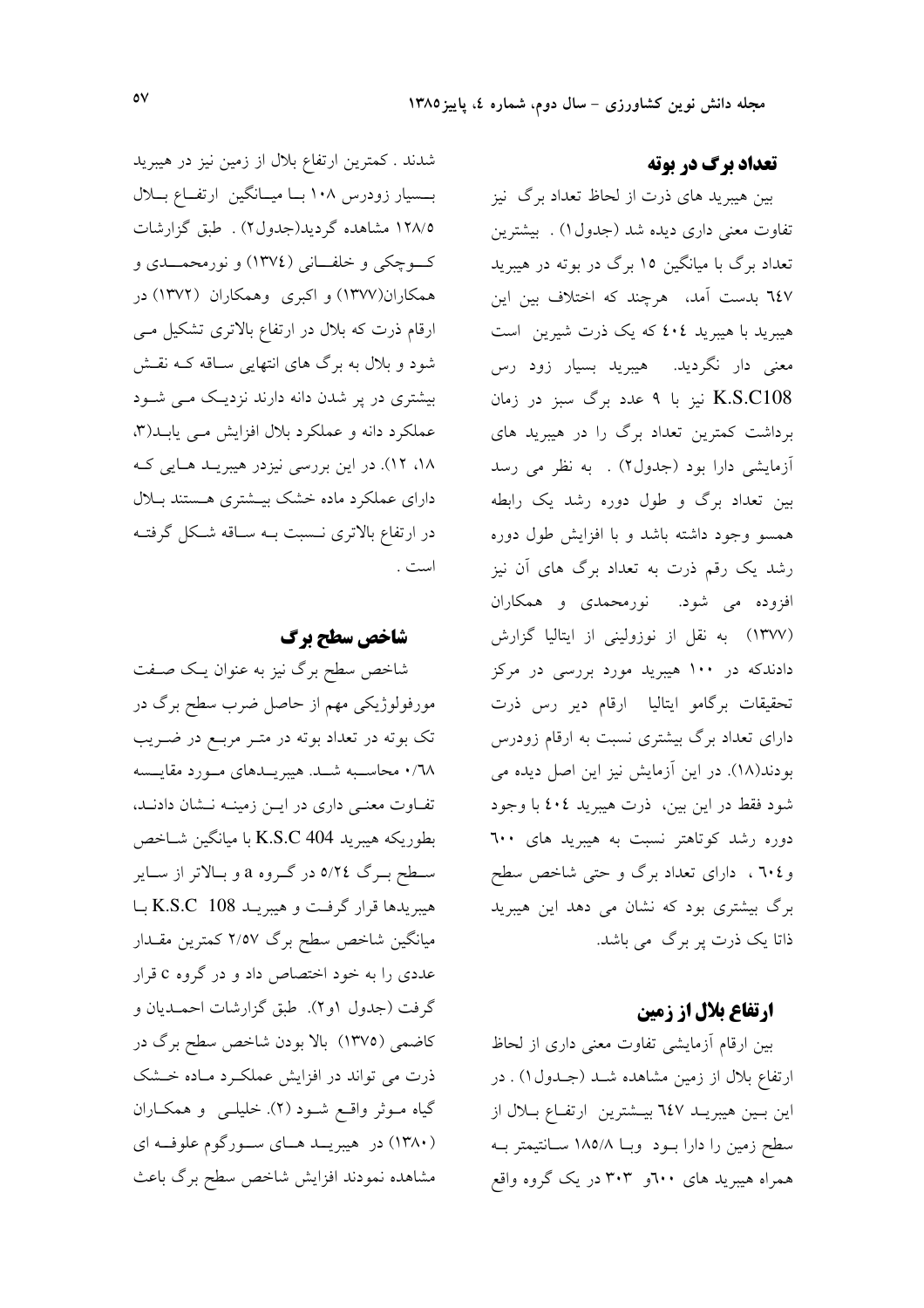## تعداد برگ در بوته

بین هیبرید های ذرت از لحاظ تعداد برگ نیز تفاوت معنی داری دیده شد (جدول۱) . بیشترین تعداد برگ با میانگین ۱۵ برگ در بوته در هیبرید ٦٤٧ بدست آمد، هرچند که اختلاف بین این هیبرید با هیبرید ٤٠٤ که یک ذرت شیرین است معنی دار نگردید. هیبرید بسیار زود رس K.S.C108 نیز با ۹ عدد برگ سبز در زمان برداشت کمترین تعداد برگ را در هیبرید های آزمایشی دارا بود (جدول۲) . به نظر می رسد بین تعداد برگ و طول دوره رشد یک رابطه همسو وجود داشته باشد و با افزایش طول دوره رشد یک رقم ذرت به تعداد برگ های آن نیز افزوده می شود. نورمحمدی و همکاران (۱۳۷۷) به نقل از نوزولینی از ایتالیا گزارش دادندکه در ۱۰۰ هیبرید مورد بررسی در مرکز تحقیقات برگامو ایتالیا ارقام دیر رس ذرت دارای تعداد برگ بیشتری نسبت به ارقام زودرس بودند(۱۸). در این آزمایش نیز این اصل دیده می شود فقط در این بین، ذرت هیبرید ٤٠٤ با وجود دوره رشد کوتاهتر نسبت به هیبرید های ٦٠٠ و٦٠٤ ، دارای تعداد برگ و حتی شاخص سطح برگ بیشتری بود که نشان می دهد این هیبرید ذاتا یک ذرت پر برگ می باشد.

## ارتفاع بلال از زمین

بین ارقام آزمایشی تفاوت معنی داری از لحاظ ارتفاع بلال از زمین مشاهده شد (جدول۱) . در این بین هیبرید ٦٤٧ بیشترین ارتفاع بلال از سطح زمین را دارا بود وبا ۱۸٥/۸ سانتیمتر به همراه هیبرید های ٦٠٠و ٣٠٣ در یک گروه واقع شدند . کمترین ارتفاع بلال از زمین نیز در هیبرید بسیار زودرس ۱۰۸ با میانگین ارتفاع بلال ۱۲۸/٥ مشاهده گردید(جدول۲) . طبق گزارشات کوچکی و خلفانی (۱۳۷٤) و نورمحمدی و همکاران(۱۳۷۷) و اکبری وهمکاران (۱۳۷۲) در ارقام ذرت که بلال در ارتفاع بالاتری تشکیل می شود و بلال به برگ های انتهایی ساقه که نقش بیشتری در پر شدن دانه دارند نزدیک می شود عملکرد دانه و عملکرد بلال افزایش می یابد(۳، ۱۸، ۱۲). در این بررسی نیزدر هیبرید هایی که دارای عملکرد ماده خشک بیشتری هستند بلال در ارتفاع بالاتری نسبت به ساقه شکل گرفته است .

## شاخص سطح برگ

شاخص سطح برگ نیز به عنوان یک صفت مورفولوژیکی مهم از حاصل ضرب سطح برگ در تک بوته در تعداد بوته در متر مربع در ضریب ۰/٦٨ محاسبه شد. هیبریدهای مورد مقایسه تفاوت معنی داری در این زمینه نشان دادند، بطوریکه هیبرید K.S.C 404 با میانگین شاخص سطح برگ ٥/٢٤ در گروه a و بالاتر از سایر هیبریدها قرار گرفت و هیبرید K.S.C 108 با میانگین شاخص سطح برگ ٢/٥٧ کمترین مقدار عددی را به خود اختصاص داد و در گروه c قرار گرفت (جدول ۱و۲). طبق گزارشات احمدیان و کاضمی (۱۳۷٥) بالا بودن شاخص سطح برگ در ذرت می تواند در افزایش عملکرد ماده خشک گیاه موثر واقع شود (۲). خلیلی و همکاران (۱۳۸۰) در هیبرید های سورگوم علوفه ای مشاهده نمودند افزایش شاخص سطح برگ باعث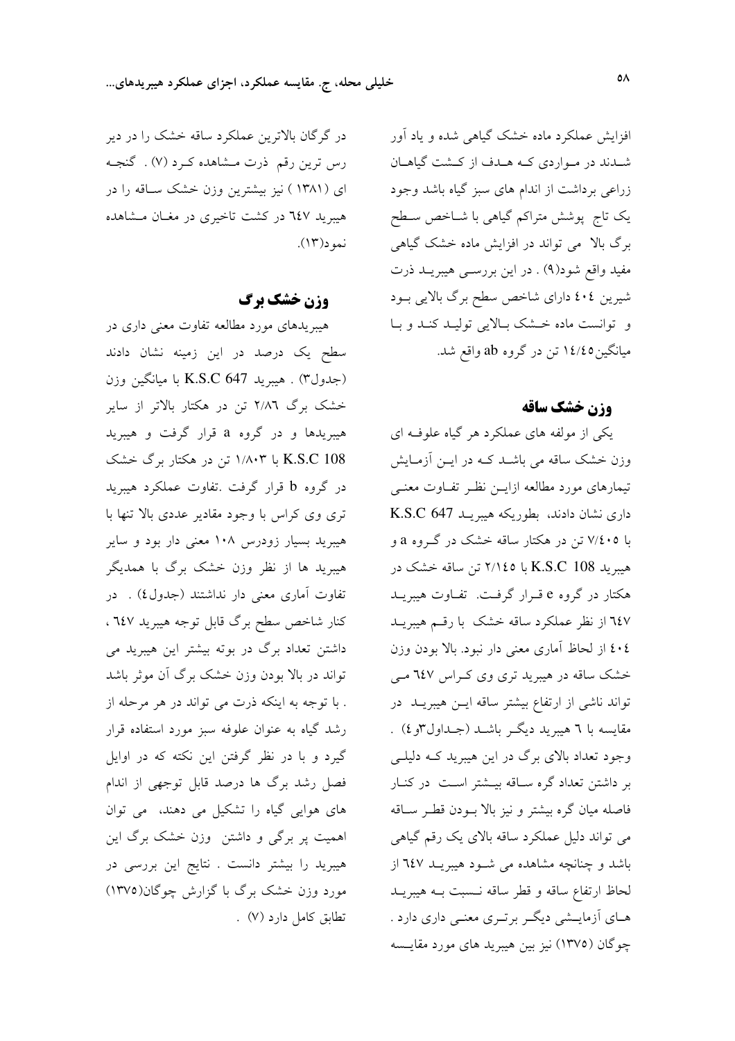افزایش عملکرد ماده خشک گیاهی شده و یاد آور شـدند در مـواردی کـه هـدف از کـشت گیاهـان زراعی برداشت از اندام های سبز گیاه باشد وجود یک تاج پوشش متراکم گیاهی با شـاخص سـطح برگ بالا می تواند در افزایش ماده خشک گیاهی مفید واقع شود(۹) . در این بررسـی هیبریـد ذرت شیرین ٤٠٤ دارای شاخص سطح برگ بالایی بـود و توانست ماده خـشک بـالایی تولیـد کنـد و بـا میانگین١٤/٤٥ تن در گروه ab واقع شد.

## وزن خشک ساقه

یکی از مولفه های عملکرد هر گیاه علوفـه ای وزن خشک ساقه می باشـد کـه در ایـن آزمـایش تیمارهای مورد مطالعه ازایـن نظـر تفـاوت معنـی داری نشان دادند، بطوریکه هیبریـد K.S.C 647 با ٧/٤٠٥ تن در هکتار ساقه خشک در گـروه a و هیبرید K.S.C 108 با ٢/١٤٥ تن ساقه خشک در هکتار در گروه e قـرار گرفـت. تفـاوت هیبریـد ٦٤٧ از نظر عملکرد ساقه خشک با رقـم هیبریـد ٤٠٤ از لحاظ آماری معنی دار نبود. بالا بودن وزن خشک ساقه در هیبرید تری وی کـراس ٦٤٧ مـی تواند ناشی از ارتفاع بیشتر ساقه ایـن هیبریـد در مقایسه با ٦ هیبرید دیگـر باشـد (جـداول٣و٤) . وجود تعداد بالای برگ در این هیبرید کـه دلیلـی بر داشتن تعداد گره سـاقه بیـشتر اسـت در کنـار فاصله میان گره بیشتر و نیز بالا بـودن قطـر سـاقه می تواند دلیل عملکرد ساقه بالای یک رقم گیاهی باشد و چنانچه مشاهده می شـود هیبریـد ٦٤٧ از لحاظ ارتفاع ساقه و قطر ساقه نـسبت بـه هیبریـد هـای آزمایـشی دیگـر برتـری معنـی داری دارد . چوگان (١٣٧٥) نیز بین هیبرید های مورد مقایـسه در گرگان بالاترین عملکرد ساقه خشک را در دیر رس ترین رقم ذرت مـشاهده کـرد (٧) . گنجـه ای (١٣٨١ ) نیز بیشترین وزن خشک سـاقه را در هیبرید ٦٤٧ در کشت تاخیری در مغـان مـشاهده نمود(١٣).

## وزن خشک برگ

هیبریدهای مورد مطالعه تفاوت معنی داری در سطح یک درصد در این زمینه نشان دادند (جدول٣) . هیبرید K.S.C 647 با میانگین وزن خشک برگ ٢/٨٦ تن در هکتار بالاتر از سایر هیبریدها و در گروه a قرار گرفت و هیبرید K.S.C 108 با ١/٨٠٣ تن در هکتار برگ خشک در گروه b قرار گرفت .تفاوت عملکرد هیبرید تری وی کراس با وجود مقادیر عددی بالا تنها با هیبرید بسیار زودرس ١٠٨ معنی دار بود و سایر هیبرید ها از نظر وزن خشک برگ با همدیگر تفاوت آماری معنی دار نداشتند (جدول٤) . در کنار شاخص سطح برگ قابل توجه هیبرید ٦٤٧ ، داشتن تعداد برگ در بوته بیشتر این هیبرید می تواند در بالا بودن وزن خشک برگ آن موثر باشد . با توجه به اینکه ذرت می تواند در هر مرحله از رشد گیاه به عنوان علوفه سبز مورد استفاده قرار گیرد و با در نظر گرفتن این نکته که در اوایل فصل رشد برگ ها درصد قابل توجهی از اندام های هوایی گیاه را تشکیل می دهند، می توان اهمیت پر برگی و داشتن وزن خشک برگ این هیبرید را بیشتر دانست . نتایج این بررسی در مورد وزن خشک برگ با گزارش چوگان(١٣٧٥) تطابق کامل دارد (٧) .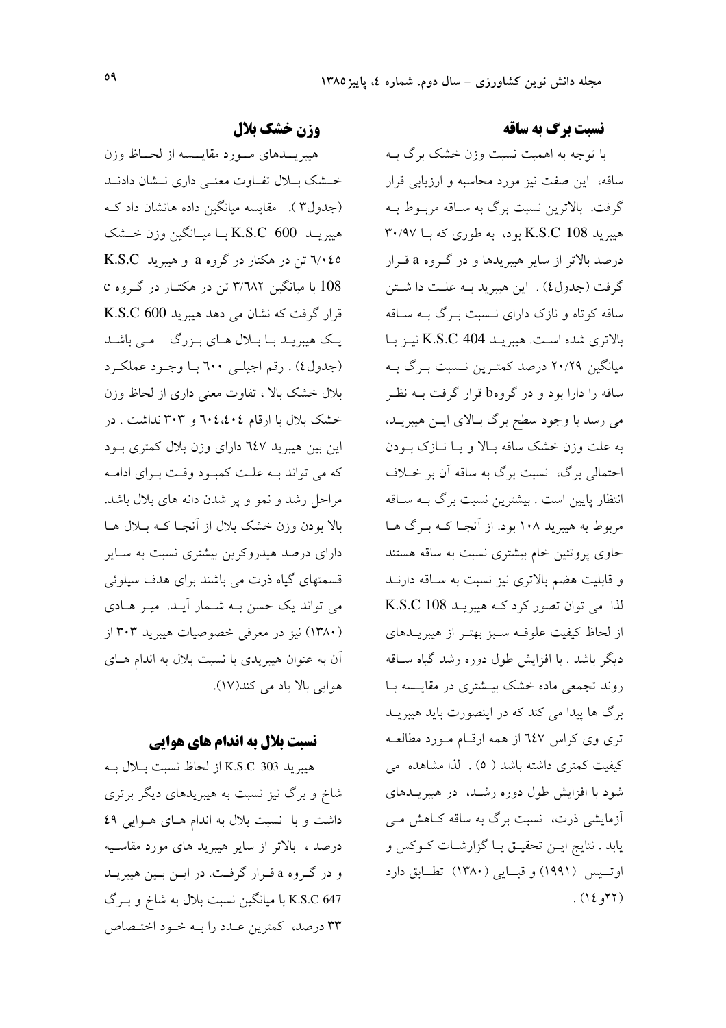## نسبت برگ به ساقه

با توجه به اهمیت نسبت وزن خشک برگ به ساقه، این صفت نیز مورد محاسبه و ارزیابی قرار گرفت. بالاترین نسبت برگ به ساقه مربوط به هیبرید K.S.C 108 بود، به طوری که با ۳۰/۹۷ درصد بالاتر از سایر هیبریدها و در گروه a قرار گرفت (جدول٤) . این هیبرید به علت دا شتن ساقه کوتاه و نازک دارای نسبت برگ به ساقه بالاتری شده است. هیبرید K.S.C 404 نیز با میانگین ۲۰/۲۹ درصد کمترین نسبت برگ به ساقه را دارا بود و در گروهb قرار گرفت به نظر می رسد با وجود سطح برگ بالای این هیبرید، به علت وزن خشک ساقه بالا و یا نازک بودن احتمالی برگ، نسبت برگ به ساقه آن بر خلاف انتظار پایین است . بیشترین نسبت برگ به ساقه مربوط به هیبرید ۱۰۸ بود. از آنجا که برگ ها حاوی پروتئین خام بیشتری نسبت به ساقه هستند و قابلیت هضم بالاتری نیز نسبت به ساقه دارند لذا می توان تصور کرد که هیبرید K.S.C 108 از لحاظ کیفیت علوفه سبز بهتر از هیبریدهای دیگر باشد . با افزایش طول دوره رشد گیاه ساقه روند تجمعی ماده خشک بیشتری در مقایسه با برگ ها پیدا می کند که در اینصورت باید هیبرید تری وی کراس ٦٤٧ از همه ارقام مورد مطالعه کیفیت کمتری داشته باشد ( ٥) . لذا مشاهده می شود با افزایش طول دوره رشد، در هیبریدهای آزمایشی ذرت، نسبت برگ به ساقه کاهش می یابد . نتایج این تحقیق با گزارشات کوکس و اوتیس (۱۹۹۱) و قبایی (۱۳۸۰) تطابق دارد (۲۲و١٤) .

## وزن خشک بلال

هیبریدهای مورد مقایسه از لحاظ وزن خشک بلال تفاوت معنی داری نشان دادند (جدول۳). مقایسه میانگین داده هانشان داد که هیبرید K.S.C 600 با میانگین وزن خشک ٦/٠٤٥ تن در هکتار در گروه a و هیبرید K.S.C 108 با میانگین ۳/٦٨٢ تن در هکتار در گروه c قرار گرفت که نشان می دهد هیبرید K.S.C 600 یک هیبرید با بلال های بزرگ می باشد (جدول٤) . رقم اجیلی ٦٠٠ با وجود عملکرد بلال خشک بالا ، تفاوت معنی داری از لحاظ وزن خشک بلال با ارقام ٦٠٤،٤٠٤ و ۳۰۳ نداشت . در این بین هیبرید ٦٤٧ دارای وزن بلال کمتری بود که می تواند به علت کمبود وقت برای ادامه مراحل رشد و نمو و پر شدن دانه های بلال باشد. بالا بودن وزن خشک بلال از آنجا که بلال ها دارای درصد هیدروکربن بیشتری نسبت به سایر قسمتهای گیاه ذرت می باشند برای هدف سیلوئی می تواند یک حسن به شمار آید. میر هادی (۱۳۸۰) نیز در معرفی خصوصیات هیبرید ۳۰۳ از آن به عنوان هیبریدی با نسبت بلال به اندام های هوایی بالا یاد می کند(۱۷).

## نسبت بلال به اندام های هوایی

هیبرید K.S.C 303 از لحاظ نسبت بلال به شاخ و برگ نیز نسبت به هیبریدهای دیگر برتری داشت و با نسبت بلال به اندام های هوایی ٤٩ درصد ، بالاتر از سایر هیبرید های مورد مقاسیه و در گروه a قرار گرفت. در این بین هیبرید K.S.C 647 با میانگین نسبت بلال به شاخ و برگ ۳۳ درصد، کمترین عدد را به خود اختصاص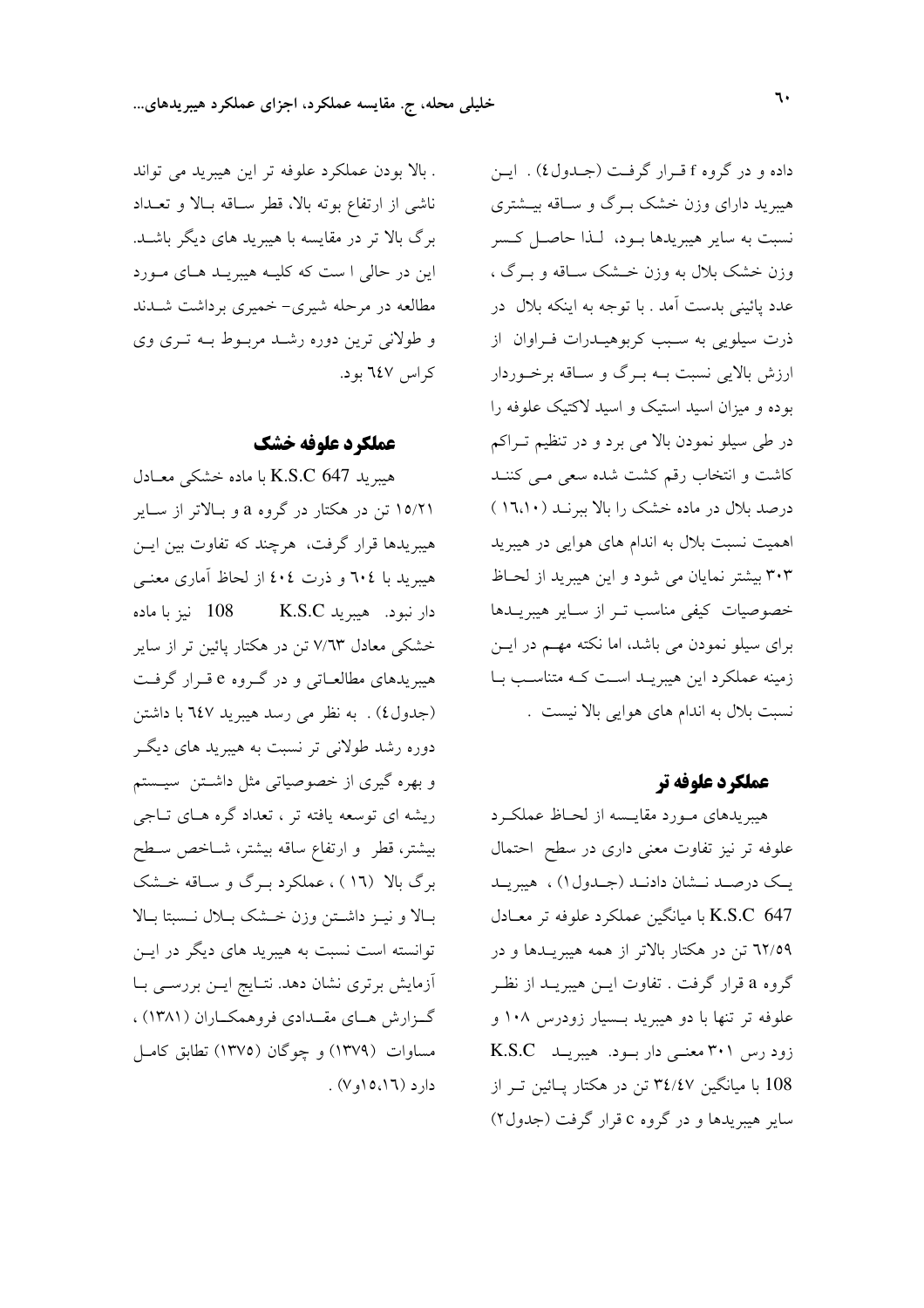داده و در گروه f قـرار گرفـت (جـدول٤) . ایـن هیبرید دارای وزن خشک بـرگ و سـاقه بیـشتری نسبت به سایر هیبریدها بـود، لـذا حاصـل کـسر وزن خشک بلال به وزن خـشک سـاقه و بـرگ ، عدد پائینی بدست آمد . با توجه به اینکه بلال در ذرت سیلویی به سـبب کربوهیـدرات فـراوان از ارزش بالایی نسبت بـه بـرگ و سـاقه برخـوردار بوده و میزان اسید استیک و اسید لاکتیک علوفه را در طی سیلو نمودن بالا می برد و در تنظیم تـراکم کاشت و انتخاب رقم کشت شده سعی مـی کننـد درصد بلال در ماده خشک را بالا ببرنـد (١٦،١٠) اهمیت نسبت بلال به اندام های هوایی در هیبرید ۳۰۳ بیشتر نمایان می شود و این هیبرید از لحـاظ خصوصیات کیفی مناسب تـر از سـایر هیبریـدها برای سیلو نمودن می باشد، اما نکته مهـم در ایـن زمینه عملکرد این هیبریـد اسـت کـه متناسـب بـا نسبت بلال به اندام های هوایی بالا نیست .

## عملکرد علوفه تر

هیبریدهای مـورد مقایـسه از لحـاظ عملکـرد علوفه تر نیز تفاوت معنی داری در سطح احتمال یـک درصـد نـشان دادنـد (جـدول۱) ، هیبریـد K.S.C 647 با میانگین عملکرد علوفه تر معـادل ٦٢/٥٩ تن در هکتار بالاتر از همه هیبریـدها و در گروه a قرار گرفت . تفاوت ایـن هیبریـد از نظـر علوفه تر تنها با دو هیبرید بـسیار زودرس ۱۰۸ و زود رس ۳۰۱ معنـی دار بـود. هیبریـد K.S.C 108 با میانگین ٣٤/٤٧ تن در هکتار پـائین تـر از سایر هیبریدها و در گروه c قرار گرفت (جدول۲) . بالا بودن عملکرد علوفه تر این هیبرید می تواند ناشی از ارتفاع بوته بالا، قطر سـاقه بـالا و تعـداد برگ بالا تر در مقایسه با هیبرید های دیگر باشـد. این در حالی ا ست که کلیـه هیبریـد هـای مـورد مطالعه در مرحله شیری- خمیری برداشت شـدند و طولانی ترین دوره رشـد مربـوط بـه تـری وی کراس ٦٤٧ بود.

## عملکرد علوفه خشک

هیبرید K.S.C 647 با ماده خشکی معـادل ١٥/٢١ تن در هکتار در گروه a و بـالاتر از سـایر هیبریدها قرار گرفت، هرچند که تفاوت بین ایـن هیبرید با ٦٠٤ و ذرت ٤٠٤ از لحاظ آماری معنـی دار نبود. هیبرید K.S.C 108 نیز با ماده خشکی معادل ٧/٦٣ تن در هکتار پائین تر از سایر هیبریدهای مطالعـاتی و در گـروه e قـرار گرفـت (جدول٤) . به نظر می رسد هیبرید ٦٤٧ با داشتن دوره رشد طولانی تر نسبت به هیبرید های دیگـر و بهره گیری از خصوصیاتی مثل داشـتن سیـستم ریشه ای توسعه یافته تر ، تعداد گره هـای تـاجی بیشتر، قطر و ارتفاع ساقه بیشتر، شـاخص سـطح برگ بالا (١٦) ، عملکرد بـرگ و سـاقه خـشک بـالا و نیـز داشـتن وزن خـشک بـلال نـسبتا بـالا توانسته است نسبت به هیبرید های دیگر در ایـن آزمایش برتری نشان دهد. نتـایج ایـن بررسـی بـا گـزارش هـای مقـدادی فروهمکـاران (١٣٨١) ، مساوات (١٣٧٩) و چوگان (١٣٧٥) تطابق کامـل دارد (١٥،١٦و٧) .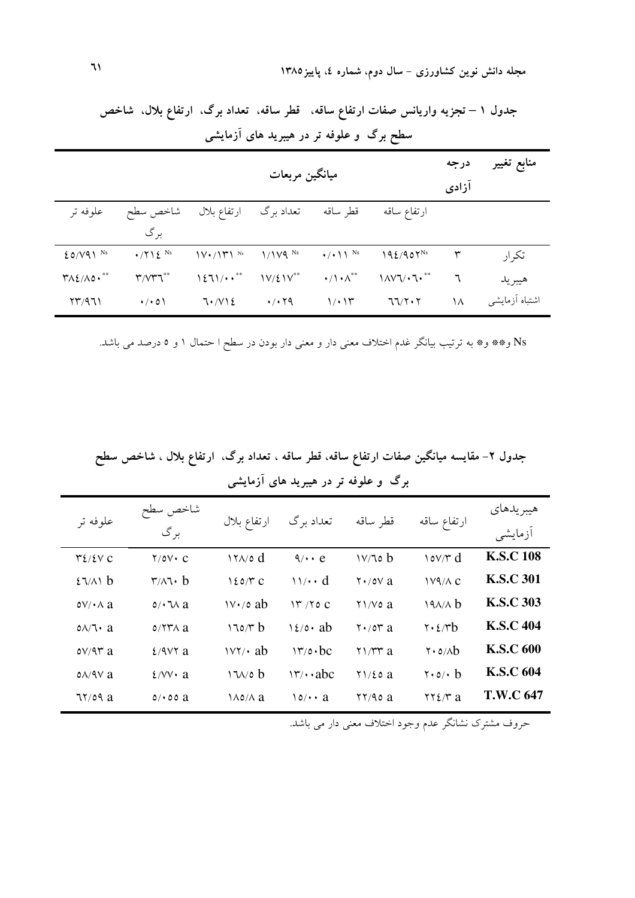**جدول ۱ – تجزیه واریانس صفات ارتفاع ساقه، قطر ساقه، تعداد برگ، ارتفاع بلال، شاخص سطح برگ و علوفه تر در هیبرید های آزمایشی**

| منابع تغییر | درجه آزادی | میانگین مربعات | | | | | |
|---|---|---|---|---|---|---|---|
| | | ارتفاع ساقه | قطر ساقه | تعداد برگ | ارتفاع بلال | شاخص سطح برگ | علوفه تر |
| تکرار | ۳ | ۱۹۴/۹۵۲$^{Ns}$ | ۰/۰۱۱$^{Ns}$ | ۱/۱۷۹$^{Ns}$ | ۱۷۰/۱۳۱$^{Ns}$ | ۰/۲۱۴$^{Ns}$ | ۴۵/۷۹۱$^{Ns}$ |
| هیبرید | ۶ | ۱۸۷۶/۰۶۰$^{**}$ | ۰/۱۰۸$^{**}$ | ۱۷/۴۱۷$^{**}$ | ۱۴۶۱/۰۰$^{**}$ | ۳/۷۳۶$^{**}$ | ۳۸۴/۸۵۰$^{**}$ |
| اشتباه آزمایشی | ۱۸ | ۶۶/۲۰۲ | ۱/۰۱۳ | ۰/۰۲۹ | ۶۰/۷۱۴ | ۰/۰۵۱ | ۲۳/۹۶۱ |

Ns و** و* به ترتیب بیانگر غدم اختلاف معنی دار و معنی دار بودن در سطح ا حتمال ۱ و ۵ درصد می باشد.

**جدول ۲- مقایسه میانگین صفات ارتفاع ساقه، قطر ساقه ، تعداد برگ، ارتفاع بلال ، شاخص سطح برگ و علوفه تر در هیبرید های آزمایشی**

| هیبریدهای آزمایشی | ارتفاع ساقه | قطر ساقه | تعداد برگ | ارتفاع بلال | شاخص سطح برگ | علوفه تر |
|---|---|---|---|---|---|---|
| **K.S.C 108** | ۱۵۷/۳ d | ۱۷/۶۵ b | ۹/۰۰ e | ۱۲۸/۵ d | ۲/۵۷۰ c | ۳۴/۴۷ c |
| **K.S.C 301** | ۱۷۹/۸ c | ۲۰/۵۷ a | ۱۱/۰۰ d | ۱۴۵/۳ c | ۳/۸۶۰ b | ۴۶/۸۱ b |
| **K.S.C 303** | ۱۹۸/۸ b | ۲۱/۷۵ a | ۱۳/۲۵ c | ۱۷۰/۵ ab | ۵/۰۶۸ a | ۵۷/۰۸ a |
| **K.S.C 404** | ۲۰۴/۳b | ۲۰/۵۳ a | ۱۴/۵۰ ab | ۱۶۵/۳ b | ۵/۲۳۸ a | ۵۸/۶۰ a |
| **K.S.C 600** | ۲۰۵/۸b | ۲۱/۳۳ a | ۱۳/۵۰bc | ۱۷۲/۰ ab | ۴/۹۷۲ a | ۵۷/۹۳ a |
| **K.S.C 604** | ۲۰۵/۰ b | ۲۱/۴۵ a | ۱۳/۰۰abc | ۱۶۸/۵ b | ۴/۷۷۰ a | ۵۸/۹۷ a |
| **T.W.C 647** | ۲۲۴/۳ a | ۲۲/۹۵ a | ۱۵/۰۰ a | ۱۸۵/۸ a | ۵/۰۵۵ a | ۶۲/۵۹ a |

حروف مشترک نشانگر عدم وجود اختلاف معنی دار می باشد.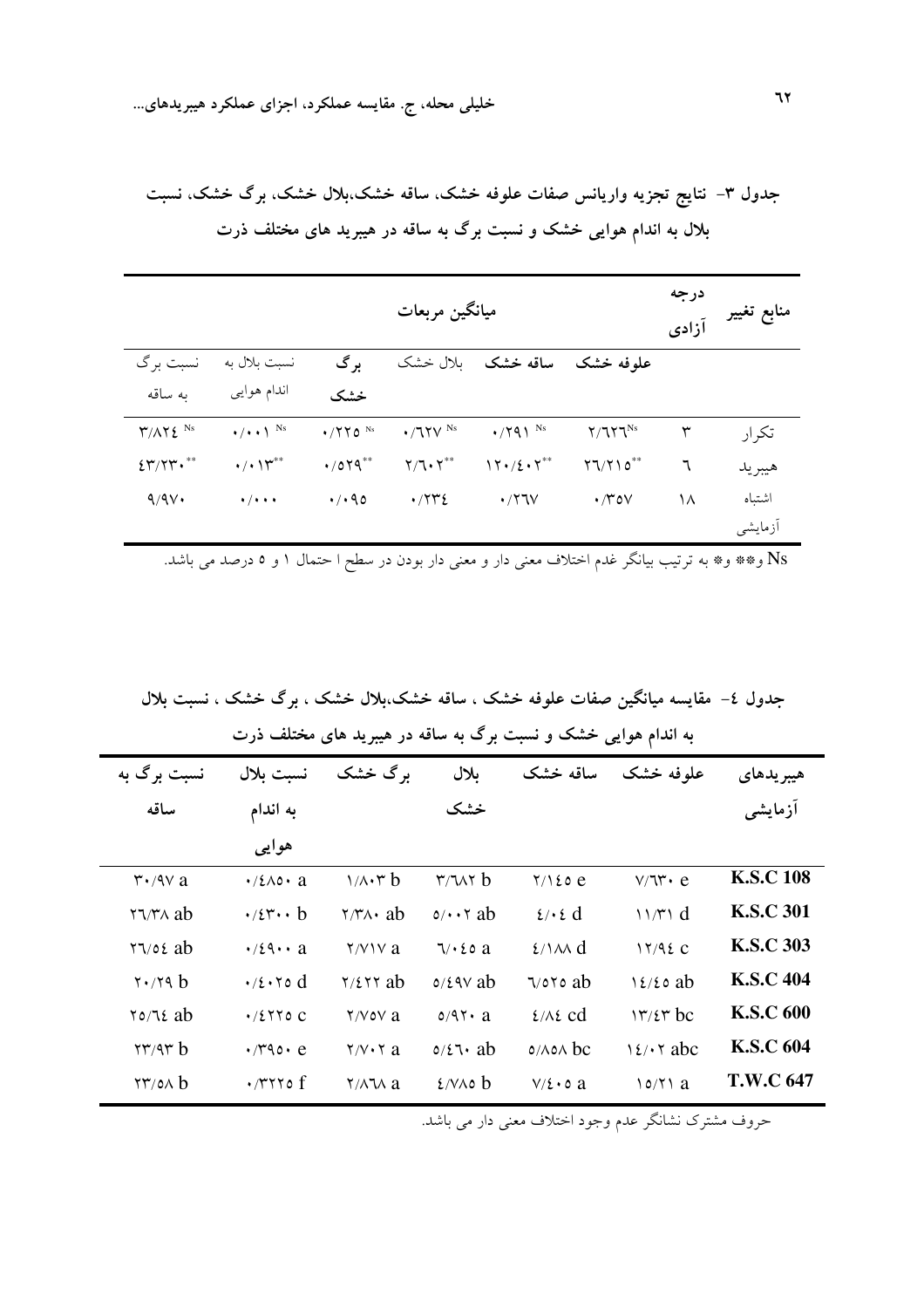جدول ۳- نتایج تجزیه واریانس صفات علوفه خشک، ساقه خشک،بلال خشک، برگ خشک، نسبت بلال به اندام هوایی خشک و نسبت برگ به ساقه در هیبرید های مختلف ذرت

| منابع تغییر | درجه آزادی | میانگین مربعات | | | | | |
|---|---|---|---|---|---|---|---|
| | | علوفه خشک | ساقه خشک | بلال خشک | برگ خشک | نسبت بلال به اندام هوایی | نسبت برگ به ساقه |
| تکرار | ۳ | ۲/۶۲۶ $^{Ns}$ | ۰/۲۹۱ $^{Ns}$ | ۰/۶۲۷ $^{Ns}$ | ۰/۲۲۵ $^{Ns}$ | ۰/۰۰۱ $^{Ns}$ | ۳/۸۲۴ $^{Ns}$ |
| هیبرید | ۶ | ۲۶/۲۱۵ $^{**}$ | ۱۲۰/۴۰۲ $^{**}$ | ۲/۶۰۲ $^{**}$ | ۰/۵۲۹ $^{**}$ | ۰/۰۱۳ $^{**}$ | ۴۳/۲۳۰ $^{**}$ |
| اشتباه آزمایشی | ۱۸ | ۰/۳۵۷ | ۰/۲۶۷ | ۰/۲۳۴ | ۰/۰۹۵ | ۰/۰۰۰ | ۹/۹۷۰ |

Ns و** و* به ترتیب بیانگر عدم اختلاف معنی دار و معنی دار بودن در سطح ا حتمال ۱ و ۵ درصد می باشد.

جدول ٤- مقایسه میانگین صفات علوفه خشک ، ساقه خشک،بلال خشک ، برگ خشک ، نسبت بلال به اندام هوایی خشک و نسبت برگ به ساقه در هیبرید های مختلف ذرت

| هیبریدهای آزمایشی | علوفه خشک | ساقه خشک | بلال خشک | برگ خشک | نسبت بلال به اندام هوایی | نسبت برگ به ساقه |
|---|---|---|---|---|---|---|
| **K.S.C 108** | ۷/۶۳۰ e | ۲/۱۴۵ e | ۳/۶۸۲ b | ۱/۸۰۳ b | ۰/۴۸۵۰ a | ۳۰/۹۷ a |
| **K.S.C 301** | ۱۱/۳۱ d | ۴/۰۴ d | ۵/۰۰۲ ab | ۲/۳۸۰ ab | ۰/۴۳۰۰ b | ۲۶/۳۸ ab |
| **K.S.C 303** | ۱۲/۹۴ c | ۴/۱۸۸ d | ۶/۰۴۵ a | ۲/۷۱۷ a | ۰/۴۹۰۰ a | ۲۶/۵۴ ab |
| **K.S.C 404** | ۱۴/۴۵ ab | ۶/۵۲۵ ab | ۵/۴۹۷ ab | ۲/۴۲۲ ab | ۰/۴۰۲۵ d | ۲۰/۲۹ b |
| **K.S.C 600** | ۱۳/۴۳ bc | ۴/۸۴ cd | ۵/۹۲۰ a | ۲/۷۵۷ a | ۰/۴۲۲۵ c | ۲۵/۶۴ ab |
| **K.S.C 604** | ۱۴/۰۲ abc | ۵/۸۵۸ bc | ۵/۴۶۰ ab | ۲/۷۰۲ a | ۰/۳۹۵۰ e | ۲۳/۹۳ b |
| **T.W.C 647** | ۱۵/۲۱ a | ۷/۴۰۵ a | ۴/۷۸۵ b | ۲/۸۶۸ a | ۰/۳۲۲۵ f | ۲۳/۵۸ b |

حروف مشترک نشانگر عدم وجود اختلاف معنی دار می باشد.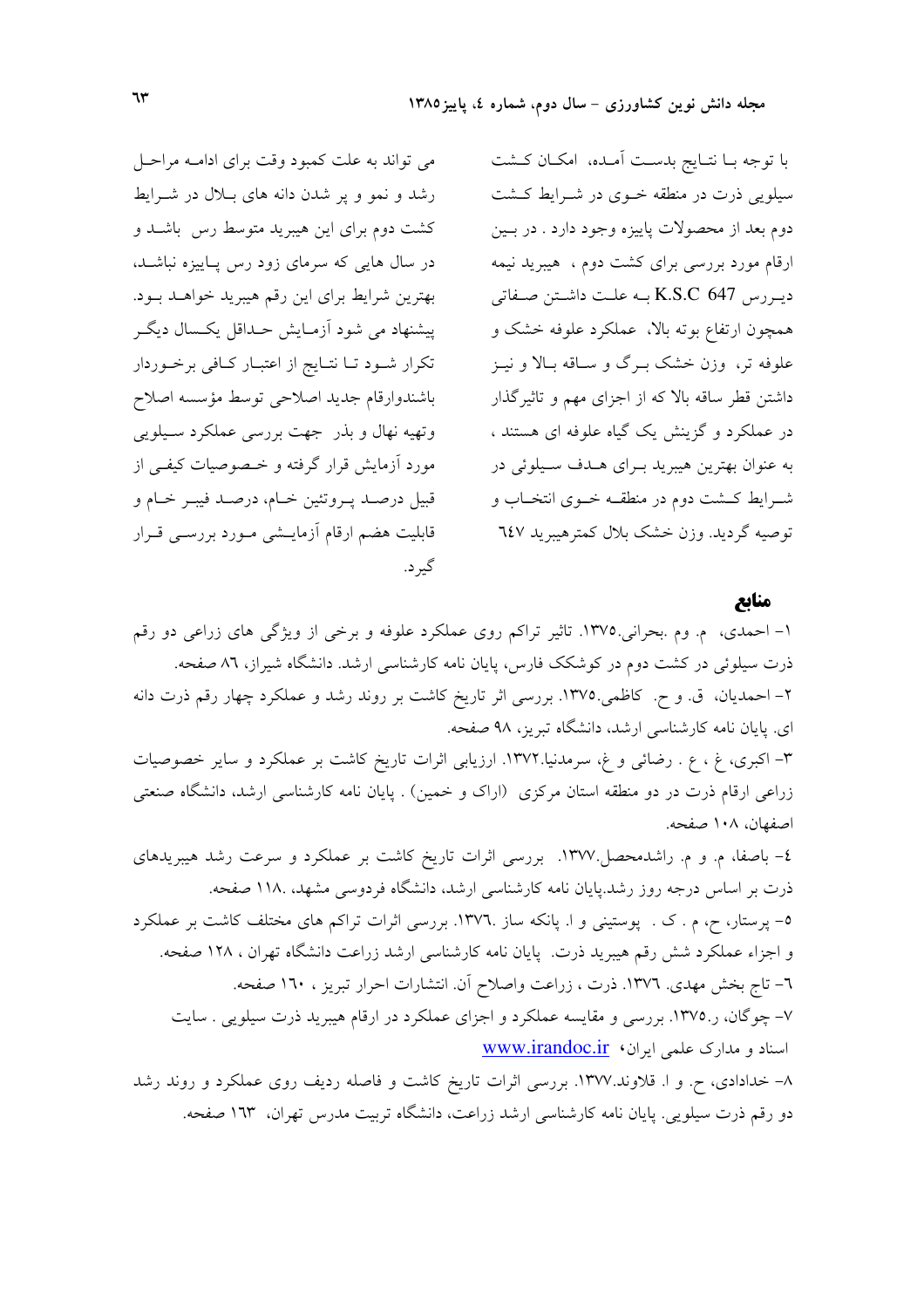با توجه بـا نتـایج بدسـت آمـده، امکـان کـشت سیلویی ذرت در منطقه خـوی در شـرایط کـشت دوم بعد از محصولات پاییزه وجود دارد . در بـین ارقام مورد بررسی برای کشت دوم ، هیبرید نیمه دیـررس K.S.C 647 بـه علـت داشـتن صـفاتی همچون ارتفاع بوته بالا، عملکرد علوفه خشک و علوفه تر، وزن خشک بـرگ و سـاقه بـالا و نیـز داشتن قطر ساقه بالا که از اجزای مهم و تاثیرگذار در عملکرد و گزینش یک گیاه علوفه ای هستند ، به عنوان بهترین هیبرید بـرای هـدف سـیلوئی در شـرایط کـشت دوم در منطقـه خـوی انتخـاب و توصیه گردید. وزن خشک بلال کمترهیبرید ٦٤٧ می تواند به علت کمبود وقت برای ادامـه مراحـل رشد و نمو و پر شدن دانه های بـلال در شـرایط کشت دوم برای این هیبرید متوسط رس باشـد و در سال هایی که سرمای زود رس پـاییزه نباشـد، بهترین شرایط برای این رقم هیبرید خواهـد بـود. پیشنهاد می شود آزمـایش حـداقل یکـسال دیگـر تکرار شـود تـا نتـایج از اعتبـار کـافی برخـوردار باشندوارقام جدید اصلاحی توسط مؤسسه اصلاح وتهیه نهال و بذر جهت بررسی عملکرد سـیلویی مورد آزمایش قرار گرفته و خـصوصیات کیفـی از قبیل درصـد پـروتئین خـام، درصـد فیبـر خـام و قابلیت هضم ارقام آزمایـشی مـورد بررسـی قـرار گیرد.

## منابع

١- احمدی، م. وم .بحرانی.١٣٧٥. تاثیر تراکم روی عملکرد علوفه و برخی از ویژگی های زراعی دو رقم ذرت سیلوئی در کشت دوم در کوشکک فارس، پایان نامه کارشناسی ارشد. دانشگاه شیراز، ٨٦ صفحه.

٢- احمدیان، ق. و ح. کاظمی.١٣٧٥. بررسی اثر تاریخ کاشت بر روند رشد و عملکرد چهار رقم ذرت دانه ای. پایان نامه کارشناسی ارشد، دانشگاه تبریز، ٩٨ صفحه.

٣- اکبری، غ ، ع . رضائی و غ، سرمدنیا.١٣٧٢. ارزیابی اثرات تاریخ کاشت بر عملکرد و سایر خصوصیات زراعی ارقام ذرت در دو منطقه استان مرکزی (اراک و خمین) . پایان نامه کارشناسی ارشد، دانشگاه صنعتی اصفهان، ١٠٨ صفحه.

٤- باصفا، م. و م. راشدمحصل.١٣٧٧. بررسی اثرات تاریخ کاشت بر عملکرد و سرعت رشد هیبریدهای ذرت بر اساس درجه روز رشد.پایان نامه کارشناسی ارشد، دانشگاه فردوسی مشهد، .١١٨ صفحه.

٥- پرستار، ح، م . ک . پوستینی و ا. پانکه ساز .١٣٧٦. بررسی اثرات تراکم های مختلف کاشت بر عملکرد و اجزاء عملکرد شش رقم هیبرید ذرت. پایان نامه کارشناسی ارشد زراعت دانشگاه تهران ، ١٢٨ صفحه.

٦- تاج بخش مهدی. ١٣٧٦. ذرت ، زراعت واصلاح آن. انتشارات احرار تبریز ، ١٦٠ صفحه.

٧- چوگان، ر.١٣٧٥. بررسی و مقایسه عملکرد و اجزای عملکرد در ارقام هیبرید ذرت سیلویی . سایت اسناد و مدارک علمی ایران، www.irandoc.ir

٨- خدادادی، ح. و ا. قلاوند.١٣٧٧. بررسی اثرات تاریخ کاشت و فاصله ردیف روی عملکرد و روند رشد دو رقم ذرت سیلویی. پایان نامه کارشناسی ارشد زراعت، دانشگاه تربیت مدرس تهران، ١٦٣ صفحه.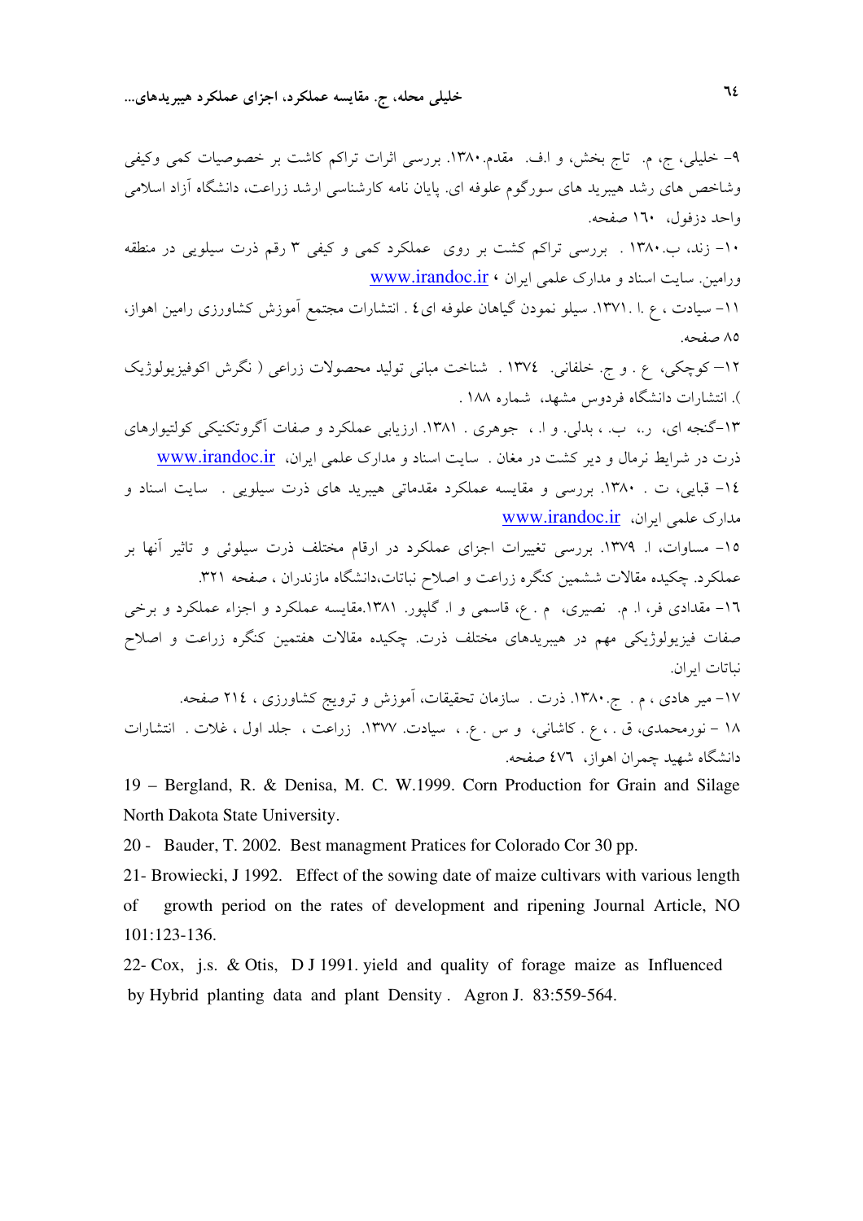۹- خلیلی، ج، م. تاج بخش، و ا.ف. مقدم.۱۳۸۰. بررسی اثرات تراکم کاشت بر خصوصیات کمی وکیفی وشاخص های رشد هیبرید های سورگوم علوفه ای. پایان نامه کارشناسی ارشد زراعت، دانشگاه آزاد اسلامی واحد دزفول، ۱٦۰ صفحه.

۱۰- زند، ب.۱۳۸۰ . بررسی تراکم کشت بر روی عملکرد کمی و کیفی ۳ رقم ذرت سیلویی در منطقه ورامین. سایت اسناد و مدارک علمی ایران ، www.irandoc.ir

۱۱- سیادت ، ع .ا .۱۳۷۱. سیلو نمودن گیاهان علوفه ای٤ . انتشارات مجتمع آموزش کشاورزی رامین اهواز، ۸۵ صفحه.

۱۲- کوچکی، ع . و ج. خلفانی. ۱۳۷٤ . شناخت مبانی تولید محصولات زراعی ( نگرش اکوفیزیولوژیک ). انتشارات دانشگاه فردوس مشهد، شماره ۱۸۸ .

۱۳-گنجه ای، ر.، ب. ، بدلی. و ا. ، جوهری . ۱۳۸۱. ارزیابی عملکرد و صفات آگروتکنیکی کولتیوارهای ذرت در شرایط نرمال و دیر کشت در مغان . سایت اسناد و مدارک علمی ایران، www.irandoc.ir

۱٤- قبایی، ت . ۱۳۸۰. بررسی و مقایسه عملکرد مقدماتی هیبرید های ذرت سیلویی . سایت اسناد و مدارک علمی ایران، www.irandoc.ir

۱۵- مساوات، ا. ۱۳۷۹. بررسی تغییرات اجزای عملکرد در ارقام مختلف ذرت سیلوئی و تاثیر آنها بر عملکرد. چکیده مقالات ششمین کنگره زراعت و اصلاح نباتات،دانشگاه مازندران ، صفحه ۳۲۱.

۱٦- مقدادی فر، ا. م. نصیری، م . ع، قاسمی و ا. گلپور. ۱۳۸۱.مقایسه عملکرد و اجزاء عملکرد و برخی صفات فیزیولوژیکی مهم در هیبریدهای مختلف ذرت. چکیده مقالات هفتمین کنگره زراعت و اصلاح نباتات ایران.

۱۷- میر هادی ، م . ج.۱۳۸۰. ذرت . سازمان تحقیقات، آموزش و ترویج کشاورزی ، ۲۱٤ صفحه.

۱۸ – نورمحمدی، ق . ، ع . کاشانی، و س . ع. ، سیادت. ۱۳۷۷. زراعت ، جلد اول ، غلات . انتشارات دانشگاه شهید چمران اهواز، ٤۷٦ صفحه.

19 – Bergland, R. & Denisa, M. C. W.1999. Corn Production for Grain and Silage North Dakota State University.

20 - Bauder, T. 2002. Best managment Pratices for Colorado Cor 30 pp.

21- Browiecki, J 1992. Effect of the sowing date of maize cultivars with various length of growth period on the rates of development and ripening Journal Article, NO 101:123-136.

22- Cox, j.s. & Otis, D J 1991. yield and quality of forage maize as Influenced by Hybrid planting data and plant Density . Agron J. 83:559-564.